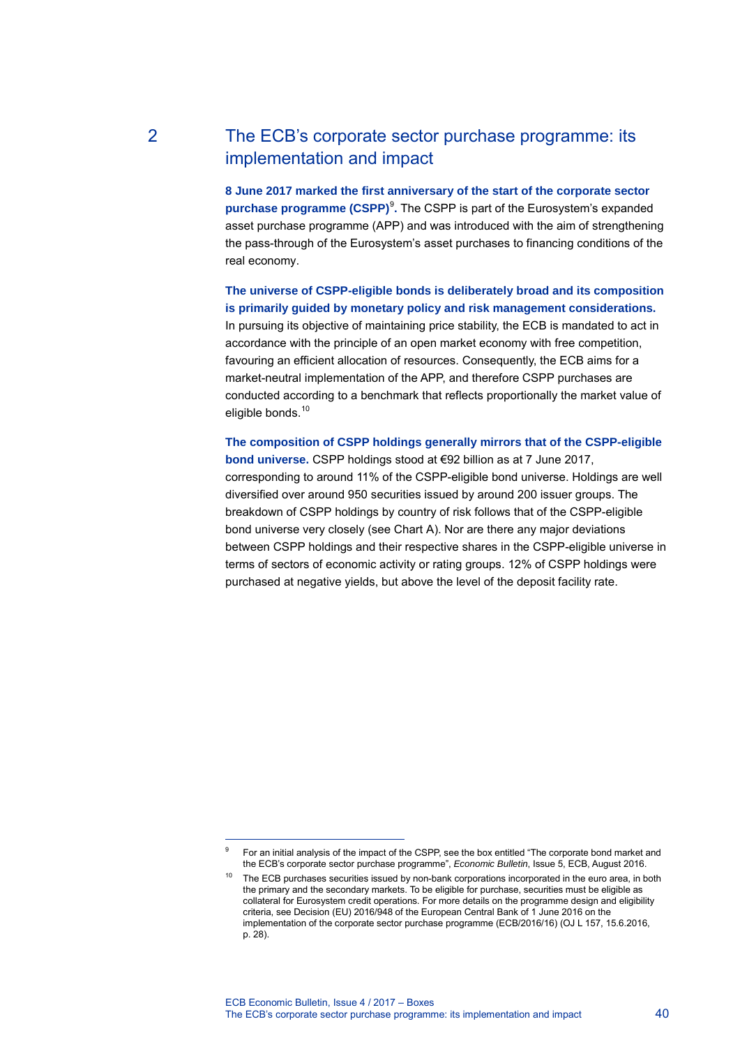## 2 The ECB's corporate sector purchase programme: its implementation and impact

**8 June 2017 marked the first anniversary of the start of the corporate sector purchase programme (CSPP)[9].** The CSPP is part of the Eurosystem's expanded asset purchase programme (APP) and was introduced with the aim of strengthening the pass-through of the Eurosystem's asset purchases to financing conditions of the real economy.

**The universe of CSPP-eligible bonds is deliberately broad and its composition is primarily guided by monetary policy and risk management considerations.** In pursuing its objective of maintaining price stability, the ECB is mandated to act in accordance with the principle of an open market economy with free competition, favouring an efficient allocation of resources. Consequently, the ECB aims for a market-neutral implementation of the APP, and therefore CSPP purchases are conducted according to a benchmark that reflects proportionally the market value of eligible bonds.[10]

**The composition of CSPP holdings generally mirrors that of the CSPP-eligible bond universe.** CSPP holdings stood at €92 billion as at 7 June 2017, corresponding to around 11% of the CSPP-eligible bond universe. Holdings are well diversified over around 950 securities issued by around 200 issuer groups. The breakdown of CSPP holdings by country of risk follows that of the CSPP-eligible bond universe very closely (see Chart A). Nor are there any major deviations between CSPP holdings and their respective shares in the CSPP-eligible universe in terms of sectors of economic activity or rating groups. 12% of CSPP holdings were purchased at negative yields, but above the level of the deposit facility rate.

---

[9] For an initial analysis of the impact of the CSPP, see the box entitled "The corporate bond market and the ECB's corporate sector purchase programme", *Economic Bulletin*, Issue 5, ECB, August 2016.

[10] The ECB purchases securities issued by non-bank corporations incorporated in the euro area, in both the primary and the secondary markets. To be eligible for purchase, securities must be eligible as collateral for Eurosystem credit operations. For more details on the programme design and eligibility criteria, see Decision (EU) 2016/948 of the European Central Bank of 1 June 2016 on the implementation of the corporate sector purchase programme (ECB/2016/16) (OJ L 157, 15.6.2016, p. 28).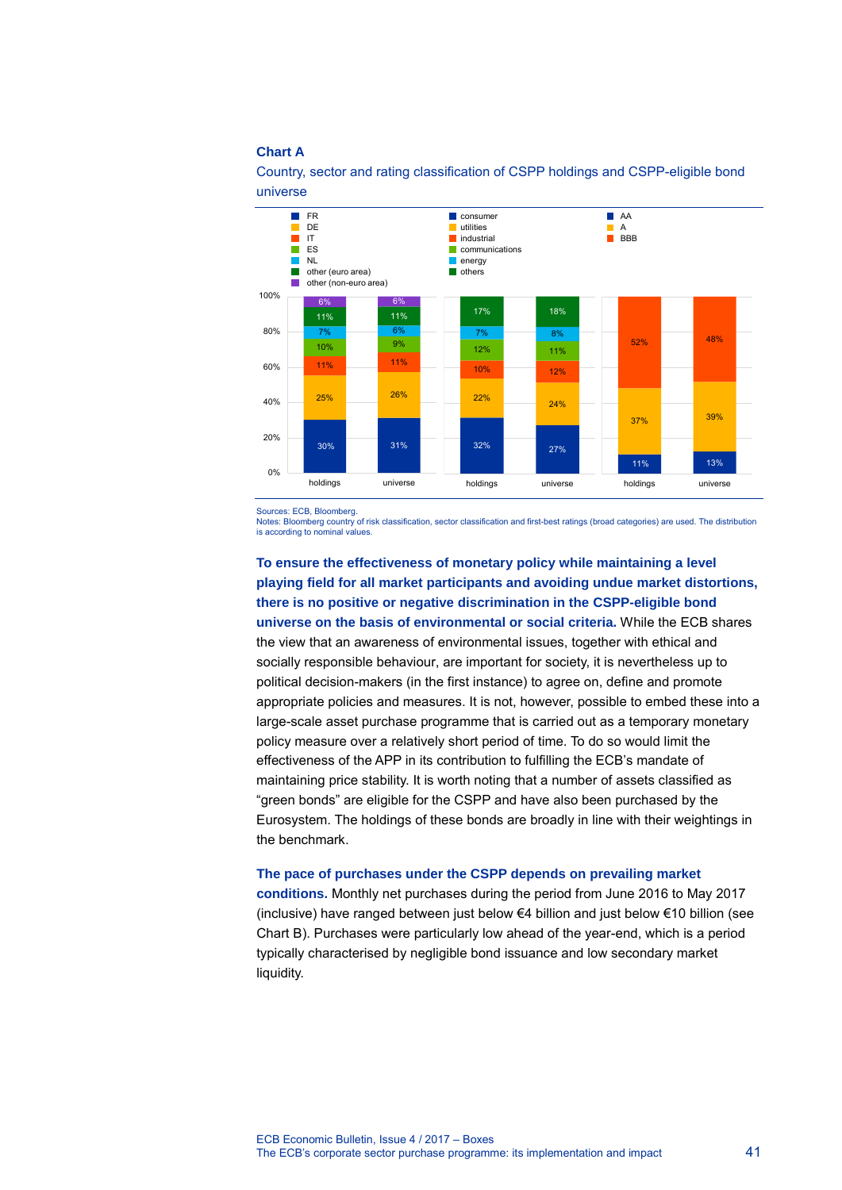**Chart A**

Country, sector and rating classification of CSPP holdings and CSPP-eligible bond universe

| Country | holdings | universe |
|---|---|---|
| FR | 30% | 31% |
| DE | 25% | 26% |
| IT | 11% | 11% |
| ES | 10% | 9% |
| NL | 7% | 6% |
| other (euro area) | 11% | 11% |
| other (non-euro area) | 6% | 6% |

| Sector | holdings | universe |
|---|---|---|
| consumer | 32% | 27% |
| utilities | 22% | 24% |
| industrial | 10% | 12% |
| communications | 12% | 11% |
| energy | 7% | 8% |
| others | 17% | 18% |

| Rating | holdings | universe |
|---|---|---|
| AA | 11% | 13% |
| A | 37% | 39% |
| BBB | 52% | 48% |

Sources: ECB, Bloomberg.
Notes: Bloomberg country of risk classification, sector classification and first-best ratings (broad categories) are used. The distribution is according to nominal values.

**To ensure the effectiveness of monetary policy while maintaining a level playing field for all market participants and avoiding undue market distortions, there is no positive or negative discrimination in the CSPP-eligible bond universe on the basis of environmental or social criteria.** While the ECB shares the view that an awareness of environmental issues, together with ethical and socially responsible behaviour, are important for society, it is nevertheless up to political decision-makers (in the first instance) to agree on, define and promote appropriate policies and measures. It is not, however, possible to embed these into a large-scale asset purchase programme that is carried out as a temporary monetary policy measure over a relatively short period of time. To do so would limit the effectiveness of the APP in its contribution to fulfilling the ECB's mandate of maintaining price stability. It is worth noting that a number of assets classified as "green bonds" are eligible for the CSPP and have also been purchased by the Eurosystem. The holdings of these bonds are broadly in line with their weightings in the benchmark.

**The pace of purchases under the CSPP depends on prevailing market conditions.** Monthly net purchases during the period from June 2016 to May 2017 (inclusive) have ranged between just below €4 billion and just below €10 billion (see Chart B). Purchases were particularly low ahead of the year-end, which is a period typically characterised by negligible bond issuance and low secondary market liquidity.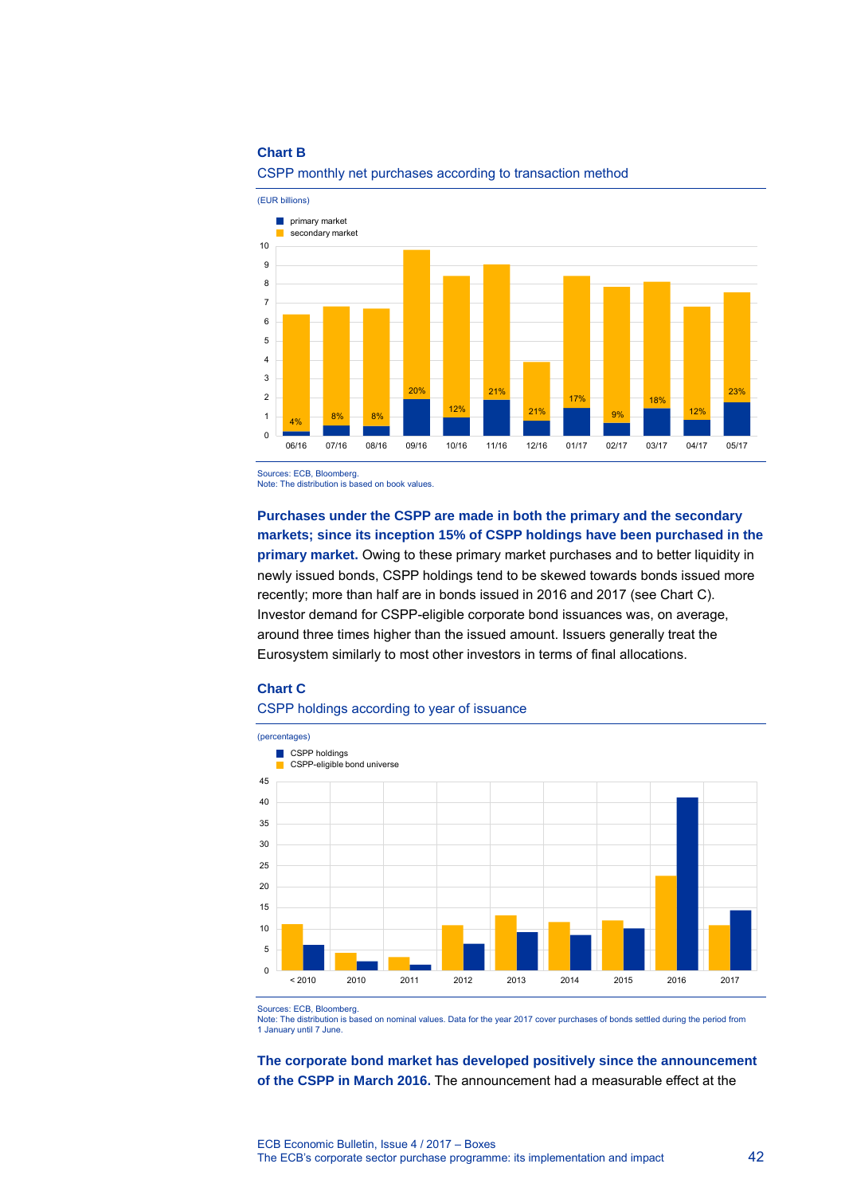**Chart B**

CSPP monthly net purchases according to transaction method

(EUR billions)

Sources: ECB, Bloomberg.
Note: The distribution is based on book values.

**Purchases under the CSPP are made in both the primary and the secondary markets; since its inception 15% of CSPP holdings have been purchased in the primary market.** Owing to these primary market purchases and to better liquidity in newly issued bonds, CSPP holdings tend to be skewed towards bonds issued more recently; more than half are in bonds issued in 2016 and 2017 (see Chart C). Investor demand for CSPP-eligible corporate bond issuances was, on average, around three times higher than the issued amount. Issuers generally treat the Eurosystem similarly to most other investors in terms of final allocations.

**Chart C**

CSPP holdings according to year of issuance

(percentages)

Sources: ECB, Bloomberg.
Note: The distribution is based on nominal values. Data for the year 2017 cover purchases of bonds settled during the period from 1 January until 7 June.

**The corporate bond market has developed positively since the announcement of the CSPP in March 2016.** The announcement had a measurable effect at the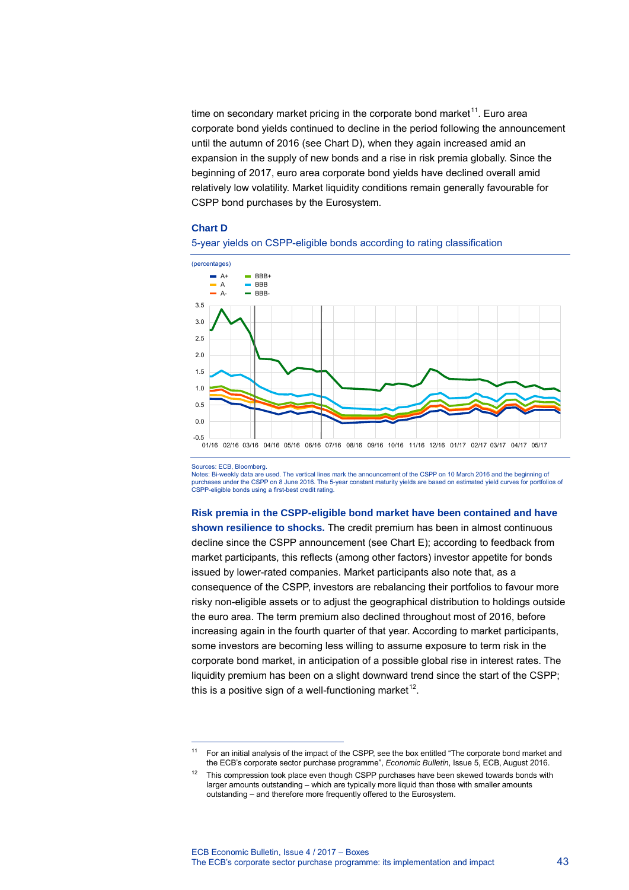time on secondary market pricing in the corporate bond market[11]. Euro area corporate bond yields continued to decline in the period following the announcement until the autumn of 2016 (see Chart D), when they again increased amid an expansion in the supply of new bonds and a rise in risk premia globally. Since the beginning of 2017, euro area corporate bond yields have declined overall amid relatively low volatility. Market liquidity conditions remain generally favourable for CSPP bond purchases by the Eurosystem.

**Chart D**

5-year yields on CSPP-eligible bonds according to rating classification

(percentages)

Sources: ECB, Bloomberg.
Notes: Bi-weekly data are used. The vertical lines mark the announcement of the CSPP on 10 March 2016 and the beginning of purchases under the CSPP on 8 June 2016. The 5-year constant maturity yields are based on estimated yield curves for portfolios of CSPP-eligible bonds using a first-best credit rating.

**Risk premia in the CSPP-eligible bond market have been contained and have shown resilience to shocks.** The credit premium has been in almost continuous decline since the CSPP announcement (see Chart E); according to feedback from market participants, this reflects (among other factors) investor appetite for bonds issued by lower-rated companies. Market participants also note that, as a consequence of the CSPP, investors are rebalancing their portfolios to favour more risky non-eligible assets or to adjust the geographical distribution to holdings outside the euro area. The term premium also declined throughout most of 2016, before increasing again in the fourth quarter of that year. According to market participants, some investors are becoming less willing to assume exposure to term risk in the corporate bond market, in anticipation of a possible global rise in interest rates. The liquidity premium has been on a slight downward trend since the start of the CSPP; this is a positive sign of a well-functioning market[12].

---

[11] For an initial analysis of the impact of the CSPP, see the box entitled "The corporate bond market and the ECB's corporate sector purchase programme", *Economic Bulletin*, Issue 5, ECB, August 2016.

[12] This compression took place even though CSPP purchases have been skewed towards bonds with larger amounts outstanding – which are typically more liquid than those with smaller amounts outstanding – and therefore more frequently offered to the Eurosystem.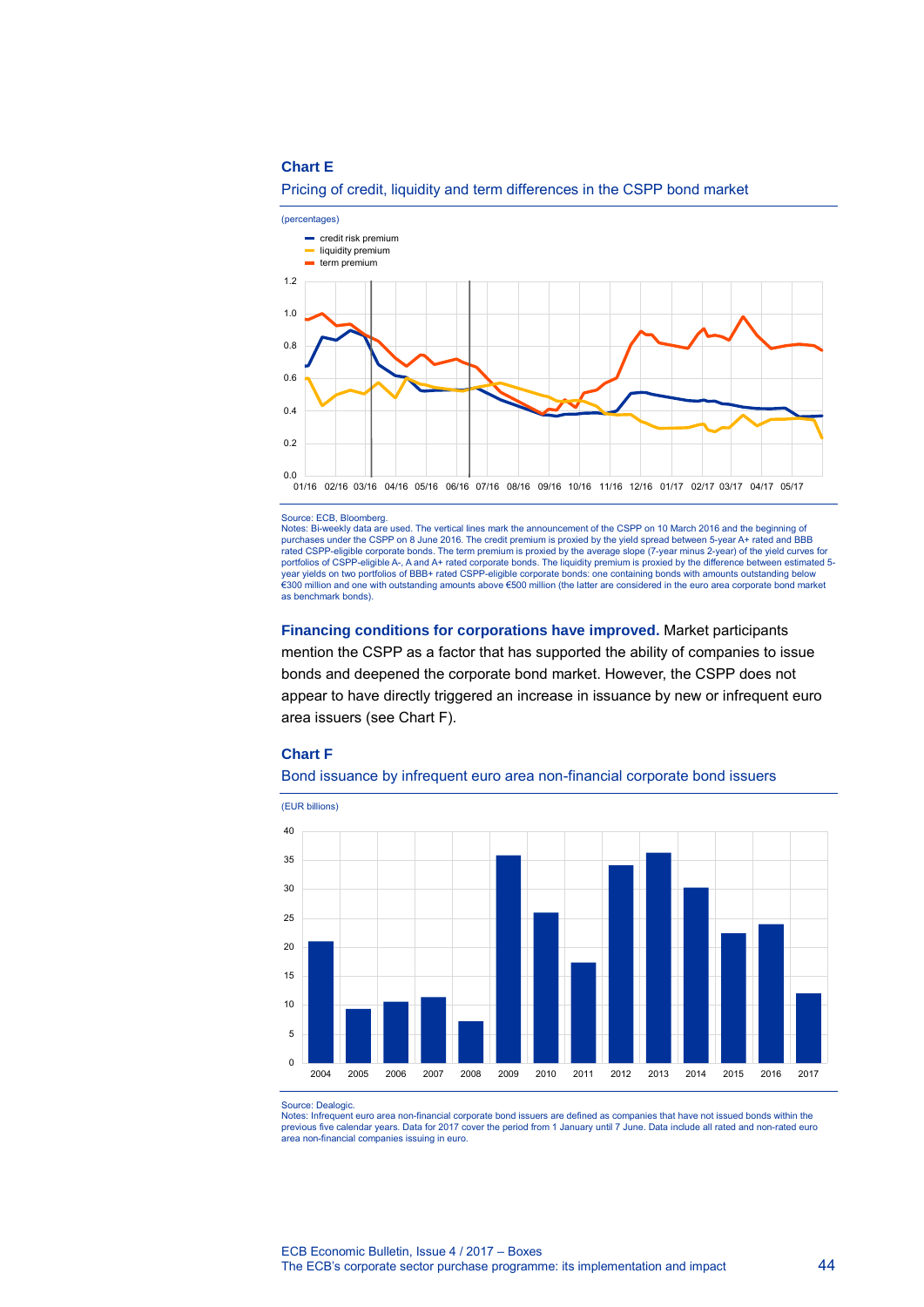**Chart E**

Pricing of credit, liquidity and term differences in the CSPP bond market

(percentages)

Source: ECB, Bloomberg.
Notes: Bi-weekly data are used. The vertical lines mark the announcement of the CSPP on 10 March 2016 and the beginning of purchases under the CSPP on 8 June 2016. The credit premium is proxied by the yield spread between 5-year A+ rated and BBB rated CSPP-eligible corporate bonds. The term premium is proxied by the average slope (7-year minus 2-year) of the yield curves for portfolios of CSPP-eligible A-, A and A+ rated corporate bonds. The liquidity premium is proxied by the difference between estimated 5-year yields on two portfolios of BBB+ rated CSPP-eligible corporate bonds: one containing bonds with amounts outstanding below €300 million and one with outstanding amounts above €500 million (the latter are considered in the euro area corporate bond market as benchmark bonds).

**Financing conditions for corporations have improved.** Market participants mention the CSPP as a factor that has supported the ability of companies to issue bonds and deepened the corporate bond market. However, the CSPP does not appear to have directly triggered an increase in issuance by new or infrequent euro area issuers (see Chart F).

**Chart F**

Bond issuance by infrequent euro area non-financial corporate bond issuers

(EUR billions)

Source: Dealogic.
Notes: Infrequent euro area non-financial corporate bond issuers are defined as companies that have not issued bonds within the previous five calendar years. Data for 2017 cover the period from 1 January until 7 June. Data include all rated and non-rated euro area non-financial companies issuing in euro.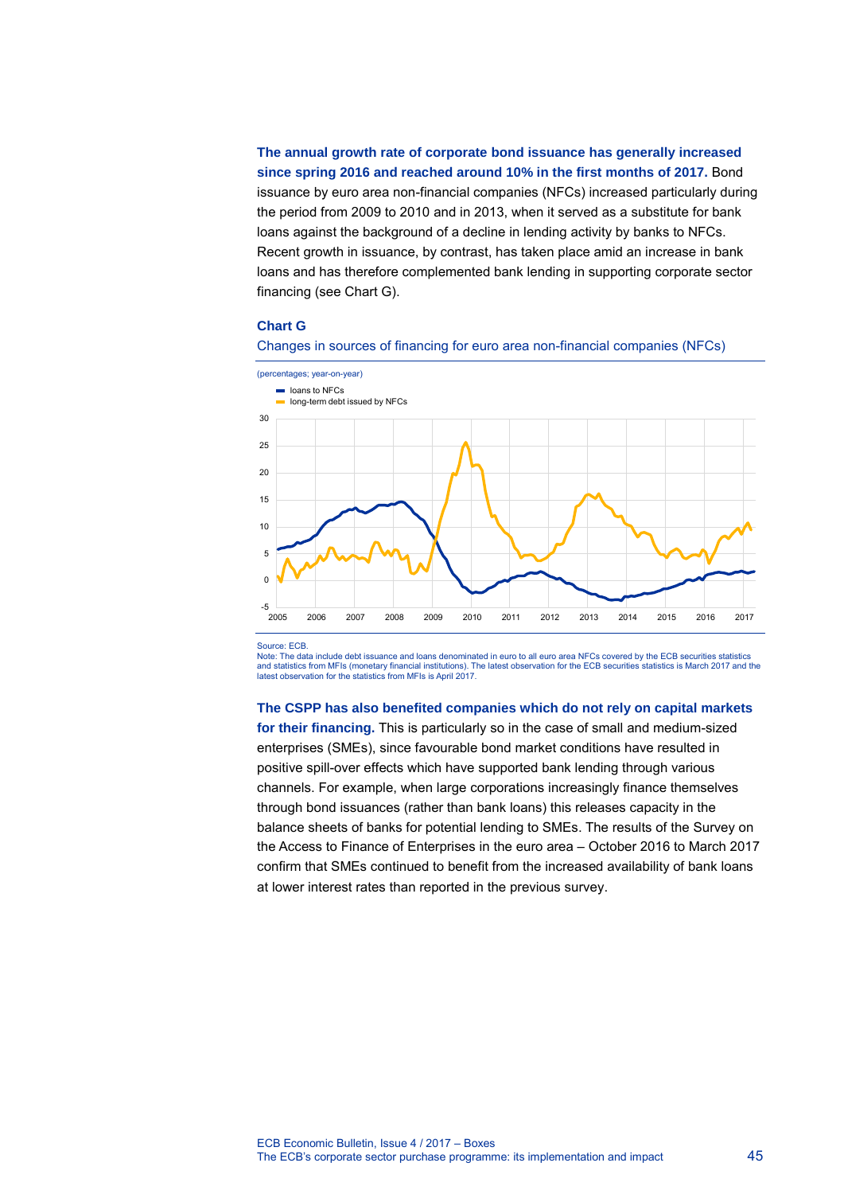**The annual growth rate of corporate bond issuance has generally increased since spring 2016 and reached around 10% in the first months of 2017.** Bond issuance by euro area non-financial companies (NFCs) increased particularly during the period from 2009 to 2010 and in 2013, when it served as a substitute for bank loans against the background of a decline in lending activity by banks to NFCs. Recent growth in issuance, by contrast, has taken place amid an increase in bank loans and has therefore complemented bank lending in supporting corporate sector financing (see Chart G).

### Chart G

Changes in sources of financing for euro area non-financial companies (NFCs)

(percentages; year-on-year)

loans to NFCs
long-term debt issued by NFCs

30
25
20
15
10
5
0
-5

2005 2006 2007 2008 2009 2010 2011 2012 2013 2014 2015 2016 2017

Source: ECB.
Note: The data include debt issuance and loans denominated in euro to all euro area NFCs covered by the ECB securities statistics and statistics from MFIs (monetary financial institutions). The latest observation for the ECB securities statistics is March 2017 and the latest observation for the statistics from MFIs is April 2017.

**The CSPP has also benefited companies which do not rely on capital markets for their financing.** This is particularly so in the case of small and medium-sized enterprises (SMEs), since favourable bond market conditions have resulted in positive spill-over effects which have supported bank lending through various channels. For example, when large corporations increasingly finance themselves through bond issuances (rather than bank loans) this releases capacity in the balance sheets of banks for potential lending to SMEs. The results of the Survey on the Access to Finance of Enterprises in the euro area – October 2016 to March 2017 confirm that SMEs continued to benefit from the increased availability of bank loans at lower interest rates than reported in the previous survey.